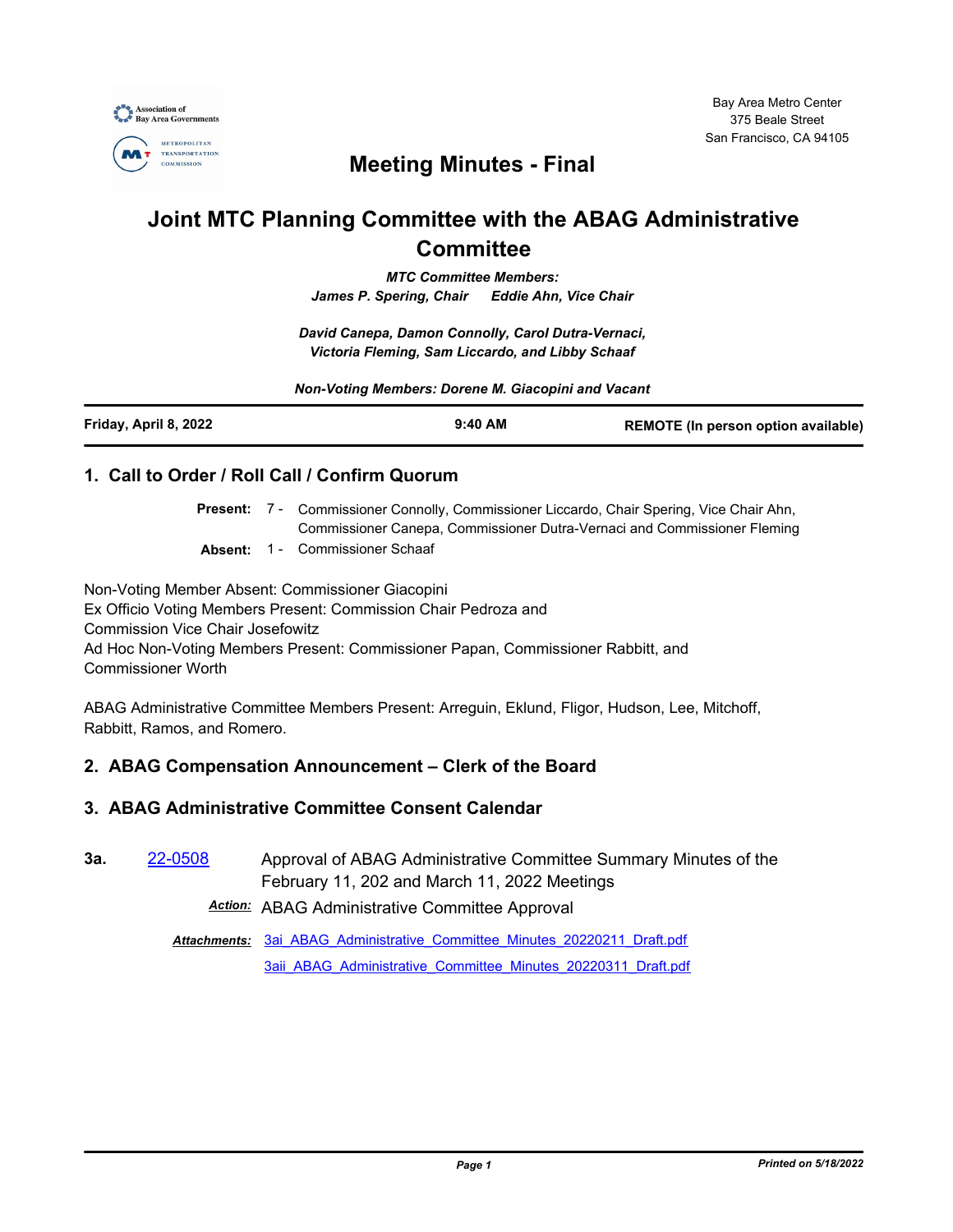Bay Area Metro Center
375 Beale Street
San Francisco, CA 94105

# Meeting Minutes - Final

# Joint MTC Planning Committee with the ABAG Administrative Committee

***MTC Committee Members:***
***James P. Spering, Chair Eddie Ahn, Vice Chair***

***David Canepa, Damon Connolly, Carol Dutra-Vernaci, Victoria Fleming, Sam Liccardo, and Libby Schaaf***

***Non-Voting Members: Dorene M. Giacopini and Vacant***

| **Friday, April 8, 2022** | **9:40 AM** | **REMOTE (In person option available)** |
|---|---|---|

## 1. Call to Order / Roll Call / Confirm Quorum

**Present:** 7 - Commissioner Connolly, Commissioner Liccardo, Chair Spering, Vice Chair Ahn, Commissioner Canepa, Commissioner Dutra-Vernaci and Commissioner Fleming

**Absent:** 1 - Commissioner Schaaf

Non-Voting Member Absent: Commissioner Giacopini
Ex Officio Voting Members Present: Commission Chair Pedroza and Commission Vice Chair Josefowitz
Ad Hoc Non-Voting Members Present: Commissioner Papan, Commissioner Rabbitt, and Commissioner Worth

ABAG Administrative Committee Members Present: Arreguin, Eklund, Fligor, Hudson, Lee, Mitchoff, Rabbitt, Ramos, and Romero.

## 2. ABAG Compensation Announcement – Clerk of the Board

## 3. ABAG Administrative Committee Consent Calendar

**3a.** 22-0508 Approval of ABAG Administrative Committee Summary Minutes of the February 11, 202 and March 11, 2022 Meetings

***Action:*** ABAG Administrative Committee Approval

***Attachments:*** 3ai_ABAG_Administrative_Committee_Minutes_20220211_Draft.pdf
3aii_ABAG_Administrative_Committee_Minutes_20220311_Draft.pdf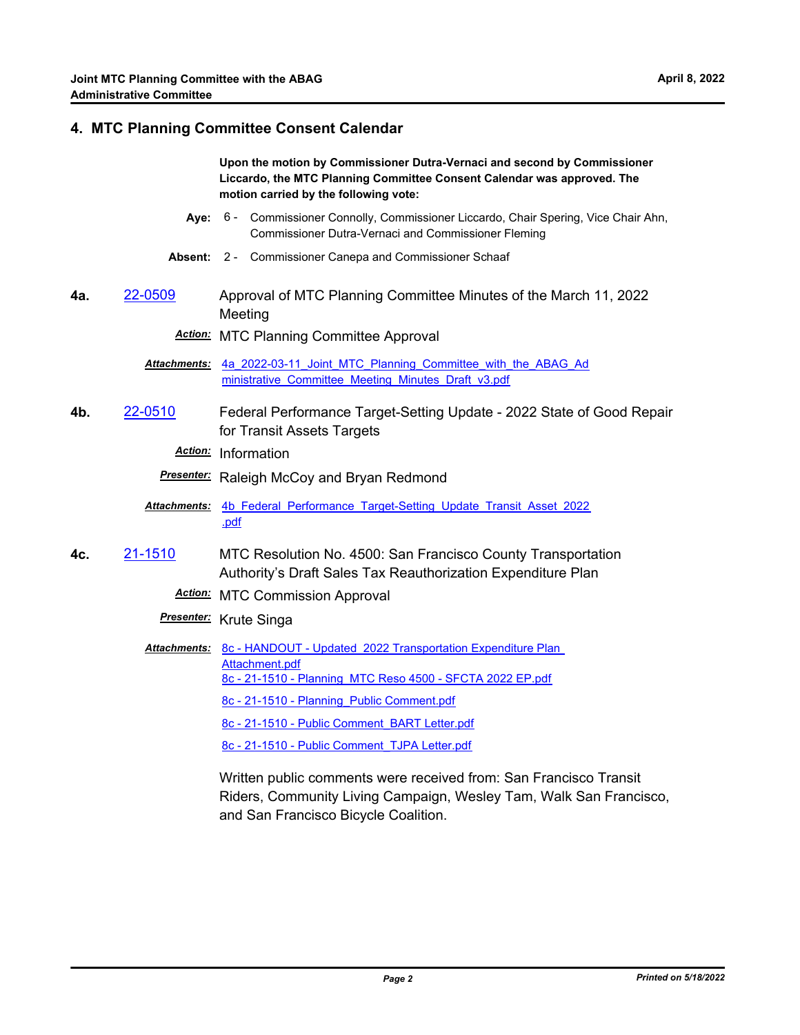## 4. MTC Planning Committee Consent Calendar

**Upon the motion by Commissioner Dutra-Vernaci and second by Commissioner Liccardo, the MTC Planning Committee Consent Calendar was approved. The motion carried by the following vote:**

**Aye:** 6 - Commissioner Connolly, Commissioner Liccardo, Chair Spering, Vice Chair Ahn, Commissioner Dutra-Vernaci and Commissioner Fleming

**Absent:** 2 - Commissioner Canepa and Commissioner Schaaf

**4a.** 22-0509 — Approval of MTC Planning Committee Minutes of the March 11, 2022 Meeting

***Action:*** MTC Planning Committee Approval

***Attachments:*** 4a_2022-03-11_Joint_MTC_Planning_Committee_with_the_ABAG_Administrative_Committee_Meeting_Minutes_Draft_v3.pdf

**4b.** 22-0510 — Federal Performance Target-Setting Update - 2022 State of Good Repair for Transit Assets Targets

***Action:*** Information

***Presenter:*** Raleigh McCoy and Bryan Redmond

***Attachments:*** 4b_Federal_Performance_Target-Setting_Update_Transit_Asset_2022.pdf

**4c.** 21-1510 — MTC Resolution No. 4500: San Francisco County Transportation Authority's Draft Sales Tax Reauthorization Expenditure Plan

***Action:*** MTC Commission Approval

***Presenter:*** Krute Singa

***Attachments:*** 8c - HANDOUT - Updated_2022 Transportation Expenditure Plan_Attachment.pdf
8c - 21-1510 - Planning_MTC Reso 4500 - SFCTA 2022 EP.pdf
8c - 21-1510 - Planning_Public Comment.pdf
8c - 21-1510 - Public Comment_BART Letter.pdf
8c - 21-1510 - Public Comment_TJPA Letter.pdf

Written public comments were received from: San Francisco Transit Riders, Community Living Campaign, Wesley Tam, Walk San Francisco, and San Francisco Bicycle Coalition.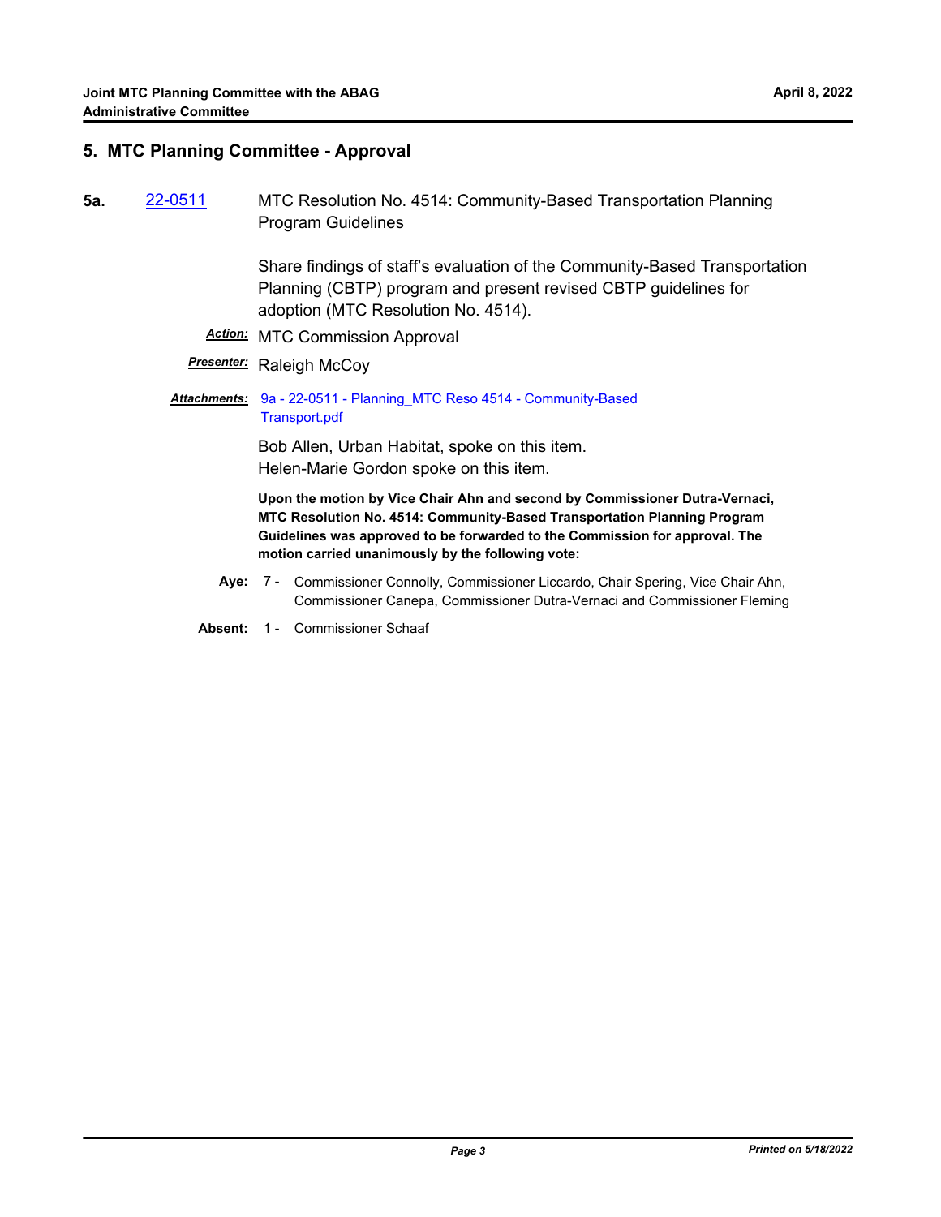## 5. MTC Planning Committee - Approval

**5a.** 22-0511 MTC Resolution No. 4514: Community-Based Transportation Planning Program Guidelines

Share findings of staff's evaluation of the Community-Based Transportation Planning (CBTP) program and present revised CBTP guidelines for adoption (MTC Resolution No. 4514).

***Action:*** MTC Commission Approval

***Presenter:*** Raleigh McCoy

***Attachments:*** 9a - 22-0511 - Planning_MTC Reso 4514 - Community-Based Transport.pdf

Bob Allen, Urban Habitat, spoke on this item.
Helen-Marie Gordon spoke on this item.

**Upon the motion by Vice Chair Ahn and second by Commissioner Dutra-Vernaci, MTC Resolution No. 4514: Community-Based Transportation Planning Program Guidelines was approved to be forwarded to the Commission for approval. The motion carried unanimously by the following vote:**

**Aye:** 7 - Commissioner Connolly, Commissioner Liccardo, Chair Spering, Vice Chair Ahn, Commissioner Canepa, Commissioner Dutra-Vernaci and Commissioner Fleming

**Absent:** 1 - Commissioner Schaaf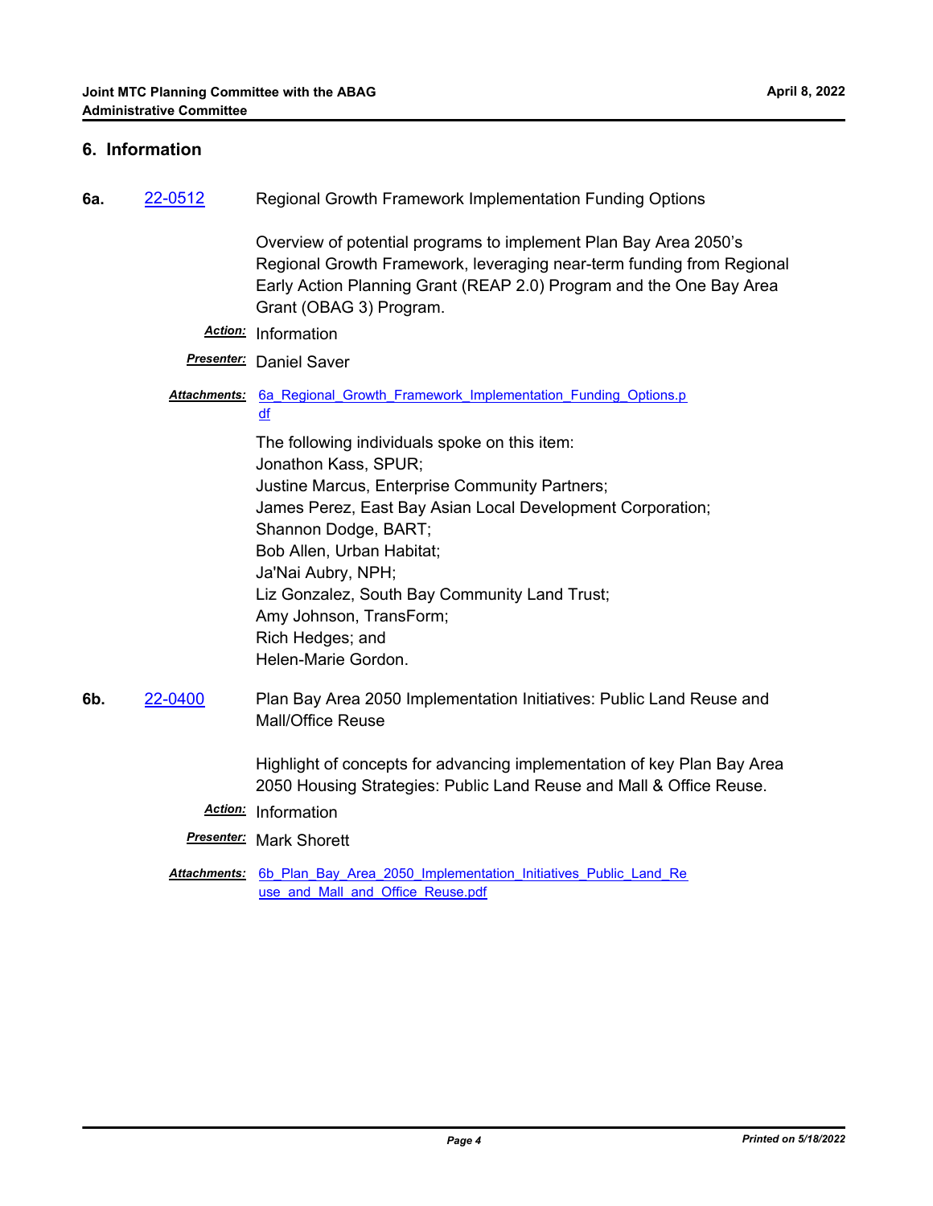## 6. Information

**6a.** 22-0512 Regional Growth Framework Implementation Funding Options

Overview of potential programs to implement Plan Bay Area 2050's Regional Growth Framework, leveraging near-term funding from Regional Early Action Planning Grant (REAP 2.0) Program and the One Bay Area Grant (OBAG 3) Program.

***Action:*** Information

***Presenter:*** Daniel Saver

***Attachments:*** 6a_Regional_Growth_Framework_Implementation_Funding_Options.pdf

The following individuals spoke on this item:
Jonathon Kass, SPUR;
Justine Marcus, Enterprise Community Partners;
James Perez, East Bay Asian Local Development Corporation;
Shannon Dodge, BART;
Bob Allen, Urban Habitat;
Ja'Nai Aubry, NPH;
Liz Gonzalez, South Bay Community Land Trust;
Amy Johnson, TransForm;
Rich Hedges; and
Helen-Marie Gordon.

**6b.** 22-0400 Plan Bay Area 2050 Implementation Initiatives: Public Land Reuse and Mall/Office Reuse

Highlight of concepts for advancing implementation of key Plan Bay Area 2050 Housing Strategies: Public Land Reuse and Mall & Office Reuse.

***Action:*** Information

***Presenter:*** Mark Shorett

***Attachments:*** 6b_Plan_Bay_Area_2050_Implementation_Initiatives_Public_Land_Reuse_and_Mall_and_Office_Reuse.pdf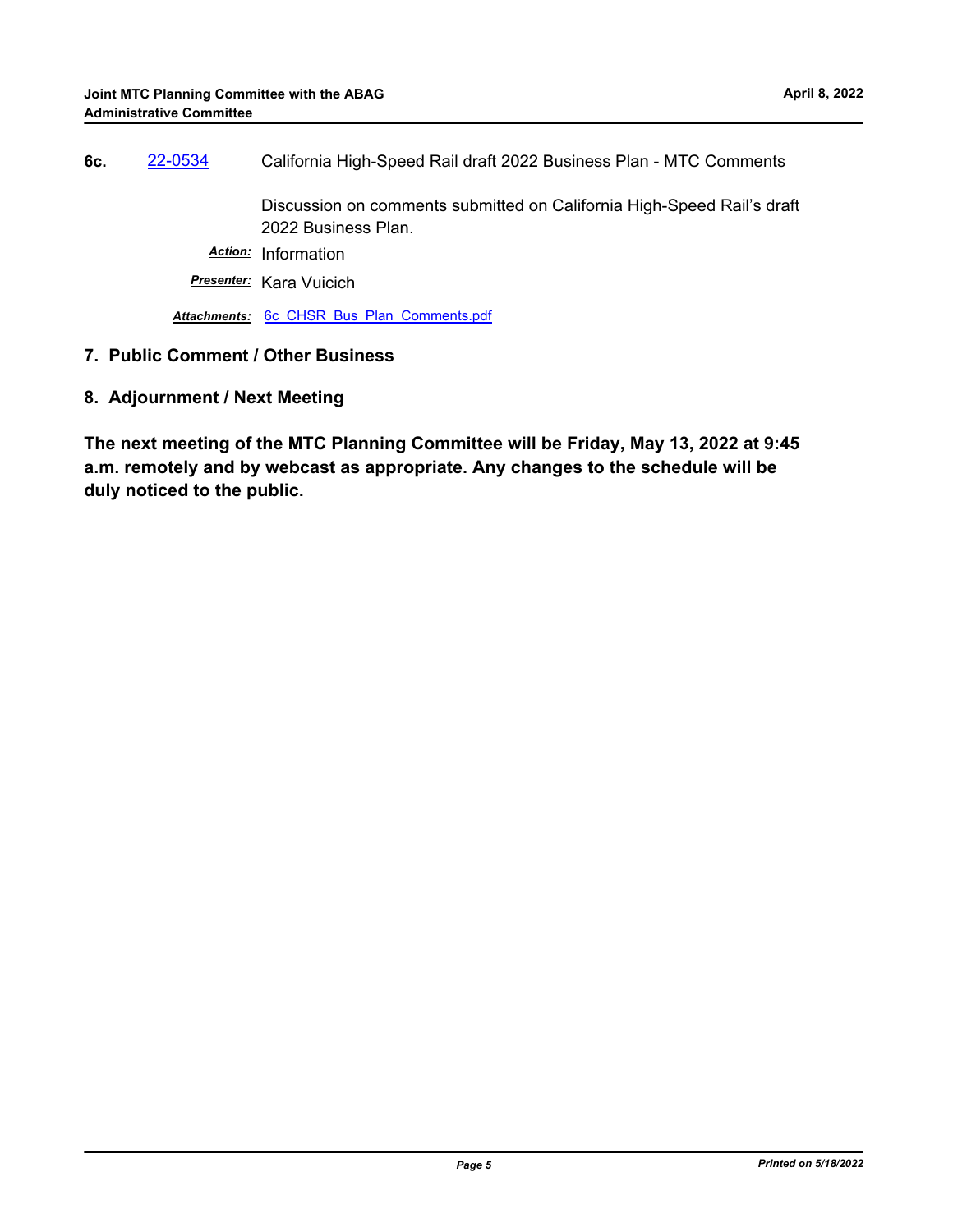**6c.** 22-0534 California High-Speed Rail draft 2022 Business Plan - MTC Comments

Discussion on comments submitted on California High-Speed Rail's draft 2022 Business Plan.

***Action:*** Information

***Presenter:*** Kara Vuicich

***Attachments:*** 6c_CHSR_Bus_Plan_Comments.pdf

## 7. Public Comment / Other Business

## 8. Adjournment / Next Meeting

**The next meeting of the MTC Planning Committee will be Friday, May 13, 2022 at 9:45 a.m. remotely and by webcast as appropriate. Any changes to the schedule will be duly noticed to the public.**